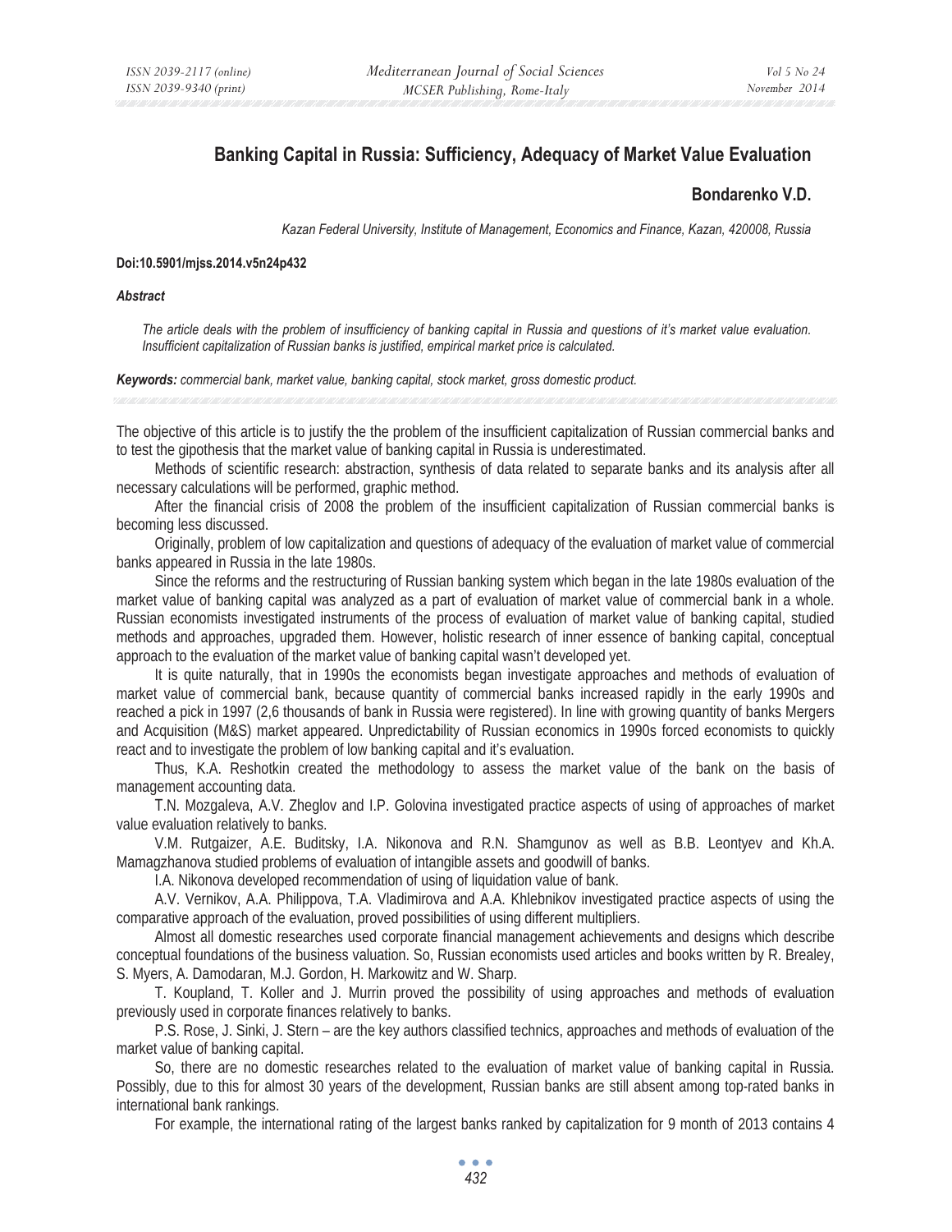# Banking Capital in Russia: Sufficiency, Adequacy of Market Value Evaluation

**Bondarenko V.D.**

*Kazan Federal University, Institute of Management, Economics and Finance, Kazan, 420008, Russia*

**Doi:10.5901/mjss.2014.v5n24p432**

***Abstract***

*The article deals with the problem of insufficiency of banking capital in Russia and questions of it's market value evaluation. Insufficient capitalization of Russian banks is justified, empirical market price is calculated.*

***Keywords:*** *commercial bank, market value, banking capital, stock market, gross domestic product.*

The objective of this article is to justify the the problem of the insufficient capitalization of Russian commercial banks and to test the gipothesis that the market value of banking capital in Russia is underestimated.

Methods of scientific research: abstraction, synthesis of data related to separate banks and its analysis after all necessary calculations will be performed, graphic method.

After the financial crisis of 2008 the problem of the insufficient capitalization of Russian commercial banks is becoming less discussed.

Originally, problem of low capitalization and questions of adequacy of the evaluation of market value of commercial banks appeared in Russia in the late 1980s.

Since the reforms and the restructuring of Russian banking system which began in the late 1980s evaluation of the market value of banking capital was analyzed as a part of evaluation of market value of commercial bank in a whole. Russian economists investigated instruments of the process of evaluation of market value of banking capital, studied methods and approaches, upgraded them. However, holistic research of inner essence of banking capital, conceptual approach to the evaluation of the market value of banking capital wasn't developed yet.

It is quite naturally, that in 1990s the economists began investigate approaches and methods of evaluation of market value of commercial bank, because quantity of commercial banks increased rapidly in the early 1990s and reached a pick in 1997 (2,6 thousands of bank in Russia were registered). In line with growing quantity of banks Mergers and Acquisition (M&S) market appeared. Unpredictability of Russian economics in 1990s forced economists to quickly react and to investigate the problem of low banking capital and it's evaluation.

Thus, K.A. Reshotkin created the methodology to assess the market value of the bank on the basis of management accounting data.

T.N. Mozgaleva, A.V. Zheglov and I.P. Golovina investigated practice aspects of using of approaches of market value evaluation relatively to banks.

V.M. Rutgaizer, A.E. Buditsky, I.A. Nikonova and R.N. Shamgunov as well as B.B. Leontyev and Kh.A. Mamagzhanova studied problems of evaluation of intangible assets and goodwill of banks.

I.A. Nikonova developed recommendation of using of liquidation value of bank.

A.V. Vernikov, A.A. Philippova, T.A. Vladimirova and A.A. Khlebnikov investigated practice aspects of using the comparative approach of the evaluation, proved possibilities of using different multipliers.

Almost all domestic researches used corporate financial management achievements and designs which describe conceptual foundations of the business valuation. So, Russian economists used articles and books written by R. Brealey, S. Myers, A. Damodaran, M.J. Gordon, H. Markowitz and W. Sharp.

T. Koupland, T. Koller and J. Murrin proved the possibility of using approaches and methods of evaluation previously used in corporate finances relatively to banks.

P.S. Rose, J. Sinki, J. Stern – are the key authors classified technics, approaches and methods of evaluation of the market value of banking capital.

So, there are no domestic researches related to the evaluation of market value of banking capital in Russia. Possibly, due to this for almost 30 years of the development, Russian banks are still absent among top-rated banks in international bank rankings.

For example, the international rating of the largest banks ranked by capitalization for 9 month of 2013 contains 4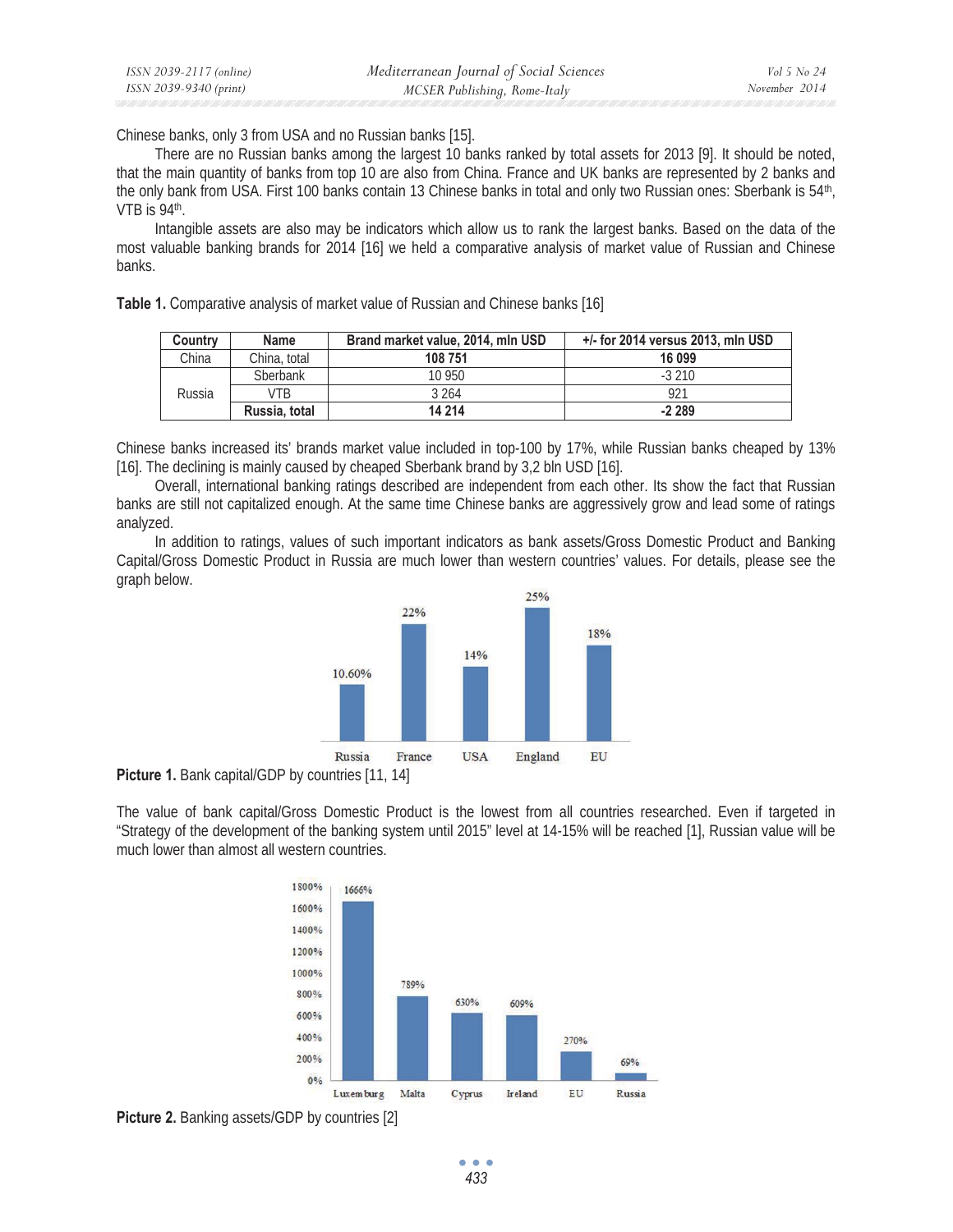Chinese banks, only 3 from USA and no Russian banks [15].

There are no Russian banks among the largest 10 banks ranked by total assets for 2013 [9]. It should be noted, that the main quantity of banks from top 10 are also from China. France and UK banks are represented by 2 banks and the only bank from USA. First 100 banks contain 13 Chinese banks in total and only two Russian ones: Sberbank is 54th, VTB is 94th.

Intangible assets are also may be indicators which allow us to rank the largest banks. Based on the data of the most valuable banking brands for 2014 [16] we held a comparative analysis of market value of Russian and Chinese banks.

**Table 1.** Comparative analysis of market value of Russian and Chinese banks [16]

| Country | Name | Brand market value, 2014, mln USD | +/- for 2014 versus 2013, mln USD |
|---|---|---|---|
| China | China, total | **108 751** | **16 099** |
| Russia | Sberbank | 10 950 | -3 210 |
| | VTB | 3 264 | 921 |
| | **Russia, total** | **14 214** | **-2 289** |

Chinese banks increased its' brands market value included in top-100 by 17%, while Russian banks cheaped by 13% [16]. The declining is mainly caused by cheaped Sberbank brand by 3,2 bln USD [16].

Overall, international banking ratings described are independent from each other. Its show the fact that Russian banks are still not capitalized enough. At the same time Chinese banks are aggressively grow and lead some of ratings analyzed.

In addition to ratings, values of such important indicators as bank assets/Gross Domestic Product and Banking Capital/Gross Domestic Product in Russia are much lower than western countries' values. For details, please see the graph below.

| Country | Bank capital/GDP |
|---|---|
| Russia | 10.60% |
| France | 22% |
| USA | 14% |
| England | 25% |
| EU | 18% |

**Picture 1.** Bank capital/GDP by countries [11, 14]

The value of bank capital/Gross Domestic Product is the lowest from all countries researched. Even if targeted in "Strategy of the development of the banking system until 2015" level at 14-15% will be reached [1], Russian value will be much lower than almost all western countries.

| Country | Banking assets/GDP |
|---|---|
| Luxemburg | 1666% |
| Malta | 789% |
| Cyprus | 630% |
| Ireland | 609% |
| EU | 270% |
| Russia | 69% |

**Picture 2.** Banking assets/GDP by countries [2]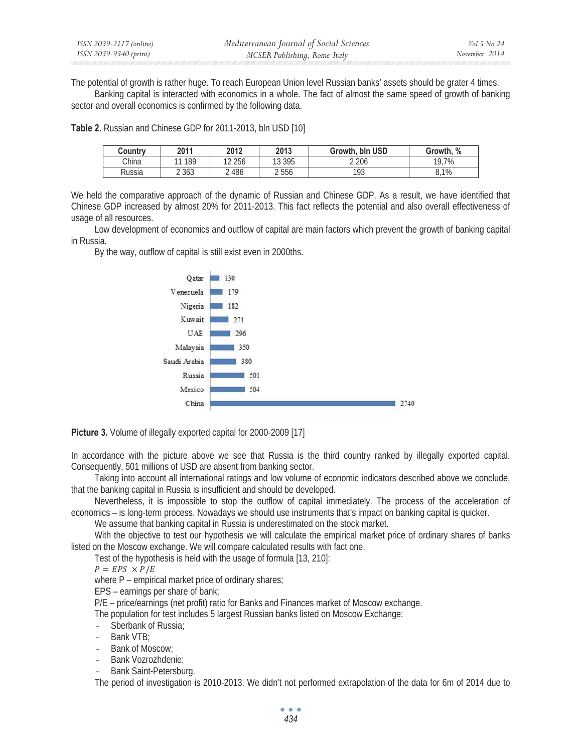The potential of growth is rather huge. To reach European Union level Russian banks' assets should be grater 4 times.

Banking capital is interacted with economics in a whole. The fact of almost the same speed of growth of banking sector and overall economics is confirmed by the following data.

**Table 2.** Russian and Chinese GDP for 2011-2013, bln USD [10]

| Country | 2011 | 2012 | 2013 | Growth, bln USD | Growth, % |
|---|---|---|---|---|---|
| China | 11 189 | 12 256 | 13 395 | 2 206 | 19,7% |
| Russia | 2 363 | 2 486 | 2 556 | 193 | 8,1% |

We held the comparative approach of the dynamic of Russian and Chinese GDP. As a result, we have identified that Chinese GDP increased by almost 20% for 2011-2013. This fact reflects the potential and also overall effectiveness of usage of all resources.

Low development of economics and outflow of capital are main factors which prevent the growth of banking capital in Russia.

By the way, outflow of capital is still exist even in 2000ths.

**Picture 3.** Volume of illegally exported capital for 2000-2009 [17]

In accordance with the picture above we see that Russia is the third country ranked by illegally exported capital. Consequently, 501 millions of USD are absent from banking sector.

Taking into account all international ratings and low volume of economic indicators described above we conclude, that the banking capital in Russia is insufficient and should be developed.

Nevertheless, it is impossible to stop the outflow of capital immediately. The process of the acceleration of economics – is long-term process. Nowadays we should use instruments that's impact on banking capital is quicker.

We assume that banking capital in Russia is underestimated on the stock market.

With the objective to test our hypothesis we will calculate the empirical market price of ordinary shares of banks listed on the Moscow exchange. We will compare calculated results with fact one.

Test of the hypothesis is held with the usage of formula [13, 210]:

$P = EPS \times P/E$

where P – empirical market price of ordinary shares;

EPS – earnings per share of bank;

P/E – price/earnings (net profit) ratio for Banks and Finances market of Moscow exchange.

The population for test includes 5 largest Russian banks listed on Moscow Exchange:

- Sberbank of Russia;
- Bank VTB;
- Bank of Moscow;
- Bank Vozrozhdenie;
- Bank Saint-Petersburg.

The period of investigation is 2010-2013. We didn't not performed extrapolation of the data for 6m of 2014 due to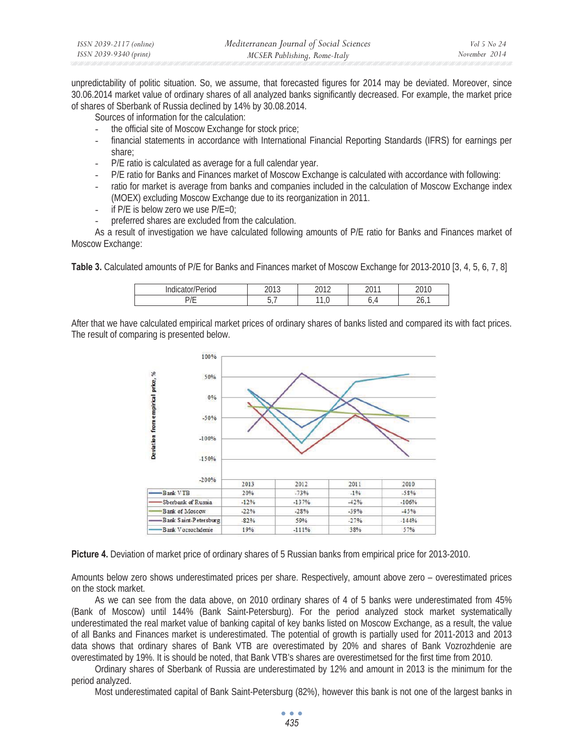unpredictability of politic situation. So, we assume, that forecasted figures for 2014 may be deviated. Moreover, since 30.06.2014 market value of ordinary shares of all analyzed banks significantly decreased. For example, the market price of shares of Sberbank of Russia declined by 14% by 30.08.2014.

Sources of information for the calculation:

- the official site of Moscow Exchange for stock price;
- financial statements in accordance with International Financial Reporting Standards (IFRS) for earnings per share;
- P/E ratio is calculated as average for a full calendar year.
- P/E ratio for Banks and Finances market of Moscow Exchange is calculated with accordance with following:
- ratio for market is average from banks and companies included in the calculation of Moscow Exchange index (MOEX) excluding Moscow Exchange due to its reorganization in 2011.
- if P/E is below zero we use P/E=0;
- preferred shares are excluded from the calculation.

As a result of investigation we have calculated following amounts of P/E ratio for Banks and Finances market of Moscow Exchange:

**Table 3.** Calculated amounts of P/E for Banks and Finances market of Moscow Exchange for 2013-2010 [3, 4, 5, 6, 7, 8]

| Indicator/Period | 2013 | 2012 | 2011 | 2010 |
|---|---|---|---|---|
| P/E | 5,7 | 11,0 | 6,4 | 26,1 |

After that we have calculated empirical market prices of ordinary shares of banks listed and compared its with fact prices. The result of comparing is presented below.

| | 2013 | 2012 | 2011 | 2010 |
|---|---|---|---|---|
| Bank VTB | 20% | -73% | -1% | -58% |
| Sberbank of Russia | -12% | -137% | -42% | -106% |
| Bank of Moscow | -22% | -28% | -39% | -45% |
| Bank Saint-Petersburg | -82% | 59% | -27% | -144% |
| Bank Vozrozhdenie | 19% | -111% | 38% | 57% |

**Picture 4.** Deviation of market price of ordinary shares of 5 Russian banks from empirical price for 2013-2010.

Amounts below zero shows underestimated prices per share. Respectively, amount above zero – overestimated prices on the stock market.

As we can see from the data above, on 2010 ordinary shares of 4 of 5 banks were underestimated from 45% (Bank of Moscow) until 144% (Bank Saint-Petersburg). For the period analyzed stock market systematically underestimated the real market value of banking capital of key banks listed on Moscow Exchange, as a result, the value of all Banks and Finances market is underestimated. The potential of growth is partially used for 2011-2013 and 2013 data shows that ordinary shares of Bank VTB are overestimated by 20% and shares of Bank Vozrozhdenie are overestimated by 19%. It is should be noted, that Bank VTB's shares are overestimetsed for the first time from 2010.

Ordinary shares of Sberbank of Russia are underestimated by 12% and amount in 2013 is the minimum for the period analyzed.

Most underestimated capital of Bank Saint-Petersburg (82%), however this bank is not one of the largest banks in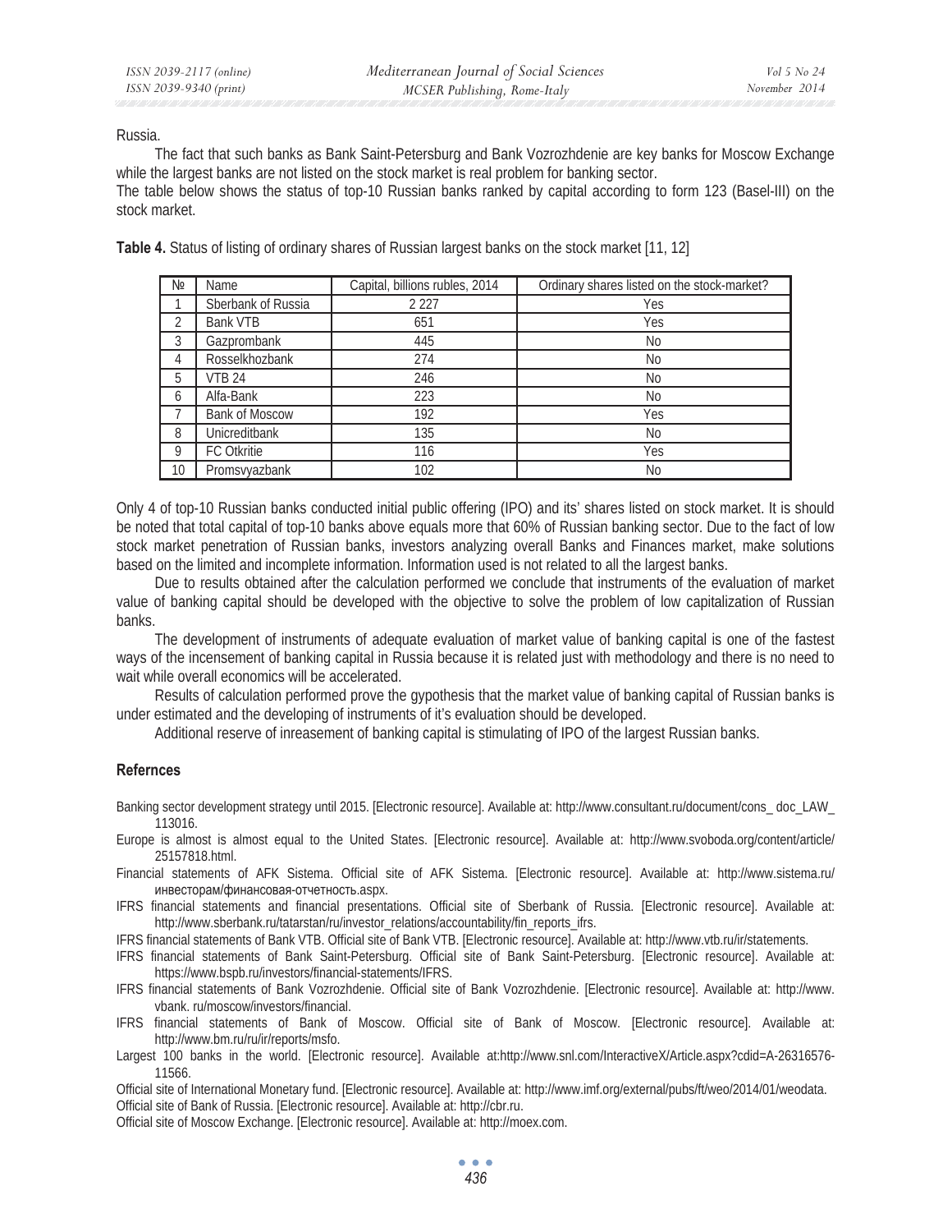Russia.

The fact that such banks as Bank Saint-Petersburg and Bank Vozrozhdenie are key banks for Moscow Exchange while the largest banks are not listed on the stock market is real problem for banking sector.

The table below shows the status of top-10 Russian banks ranked by capital according to form 123 (Basel-III) on the stock market.

**Table 4.** Status of listing of ordinary shares of Russian largest banks on the stock market [11, 12]

| № | Name | Capital, billions rubles, 2014 | Ordinary shares listed on the stock-market? |
|---|---|---|---|
| 1 | Sberbank of Russia | 2 227 | Yes |
| 2 | Bank VTB | 651 | Yes |
| 3 | Gazprombank | 445 | No |
| 4 | Rosselkhozbank | 274 | No |
| 5 | VTB 24 | 246 | No |
| 6 | Alfa-Bank | 223 | No |
| 7 | Bank of Moscow | 192 | Yes |
| 8 | Unicreditbank | 135 | No |
| 9 | FC Otkritie | 116 | Yes |
| 10 | Promsvyazbank | 102 | No |

Only 4 of top-10 Russian banks conducted initial public offering (IPO) and its' shares listed on stock market. It is should be noted that total capital of top-10 banks above equals more that 60% of Russian banking sector. Due to the fact of low stock market penetration of Russian banks, investors analyzing overall Banks and Finances market, make solutions based on the limited and incomplete information. Information used is not related to all the largest banks.

Due to results obtained after the calculation performed we conclude that instruments of the evaluation of market value of banking capital should be developed with the objective to solve the problem of low capitalization of Russian banks.

The development of instruments of adequate evaluation of market value of banking capital is one of the fastest ways of the incensement of banking capital in Russia because it is related just with methodology and there is no need to wait while overall economics will be accelerated.

Results of calculation performed prove the gypothesis that the market value of banking capital of Russian banks is under estimated and the developing of instruments of it's evaluation should be developed.

Additional reserve of inreasement of banking capital is stimulating of IPO of the largest Russian banks.

## Refernces

Banking sector development strategy until 2015. [Electronic resource]. Available at: http://www.consultant.ru/document/cons_ doc_LAW_ 113016.

Europe is almost is almost equal to the United States. [Electronic resource]. Available at: http://www.svoboda.org/content/article/ 25157818.html.

Financial statements of AFK Sistema. Official site of AFK Sistema. [Electronic resource]. Available at: http://www.sistema.ru/ инвесторам/финансовая-отчетность.aspx.

IFRS financial statements and financial presentations. Official site of Sberbank of Russia. [Electronic resource]. Available at: http://www.sberbank.ru/tatarstan/ru/investor_relations/accountability/fin_reports_ifrs.

IFRS financial statements of Bank VTB. Official site of Bank VTB. [Electronic resource]. Available at: http://www.vtb.ru/ir/statements.

IFRS financial statements of Bank Saint-Petersburg. Official site of Bank Saint-Petersburg. [Electronic resource]. Available at: https://www.bspb.ru/investors/financial-statements/IFRS.

IFRS financial statements of Bank Vozrozhdenie. Official site of Bank Vozrozhdenie. [Electronic resource]. Available at: http://www. vbank. ru/moscow/investors/financial.

IFRS financial statements of Bank of Moscow. Official site of Bank of Moscow. [Electronic resource]. Available at: http://www.bm.ru/ru/ir/reports/msfo.

Largest 100 banks in the world. [Electronic resource]. Available at:http://www.snl.com/InteractiveX/Article.aspx?cdid=A-26316576-11566.

Official site of International Monetary fund. [Electronic resource]. Available at: http://www.imf.org/external/pubs/ft/weo/2014/01/weodata.

Official site of Bank of Russia. [Electronic resource]. Available at: http://cbr.ru.

Official site of Moscow Exchange. [Electronic resource]. Available at: http://moex.com.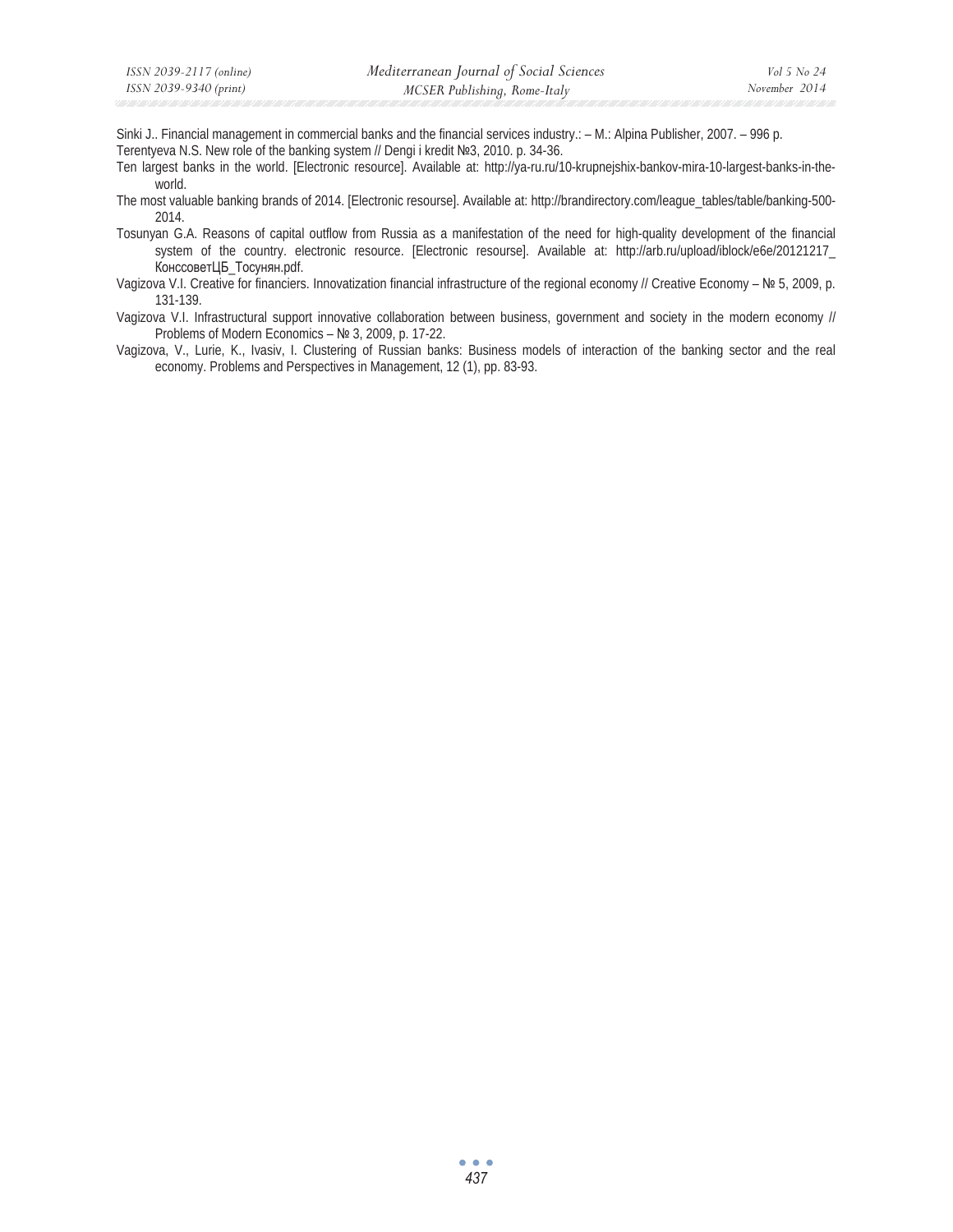Sinki J.. Financial management in commercial banks and the financial services industry.: – M.: Alpina Publisher, 2007. – 996 p.

Terentyeva N.S. New role of the banking system // Dengi i kredit №3, 2010. p. 34-36.

Ten largest banks in the world. [Electronic resource]. Available at: http://ya-ru.ru/10-krupnejshix-bankov-mira-10-largest-banks-in-the-world.

The most valuable banking brands of 2014. [Electronic resourse]. Available at: http://brandirectory.com/league_tables/table/banking-500-2014.

Tosunyan G.A. Reasons of capital outflow from Russia as a manifestation of the need for high-quality development of the financial system of the country. electronic resource. [Electronic resourse]. Available at: http://arb.ru/upload/iblock/e6e/20121217_ КонссоветЦБ_Тосунян.pdf.

Vagizova V.I. Creative for financiers. Innovatization financial infrastructure of the regional economy // Creative Economy – № 5, 2009, p. 131-139.

Vagizova V.I. Infrastructural support innovative collaboration between business, government and society in the modern economy // Problems of Modern Economics – № 3, 2009, p. 17-22.

Vagizova, V., Lurie, K., Ivasiv, I. Clustering of Russian banks: Business models of interaction of the banking sector and the real economy. Problems and Perspectives in Management, 12 (1), pp. 83-93.